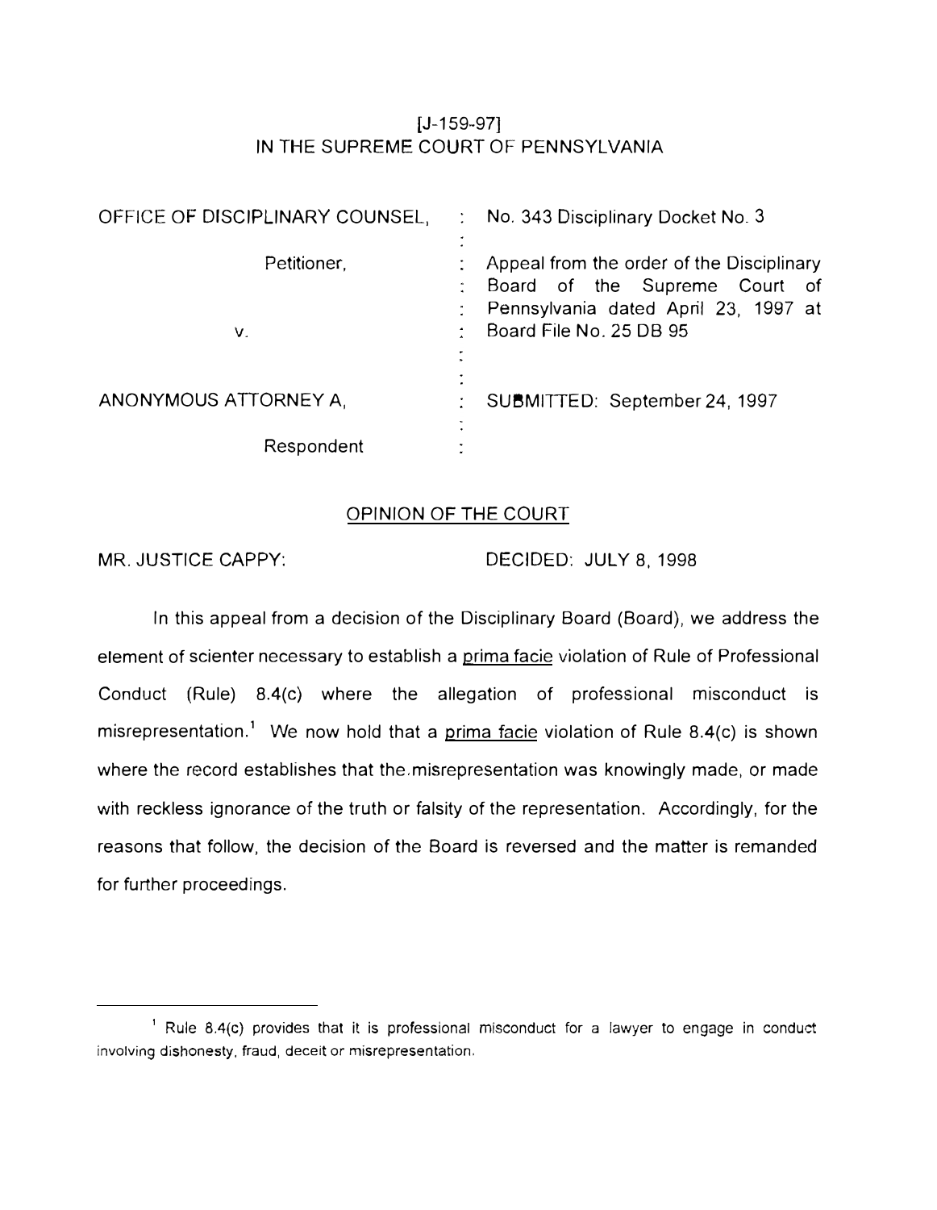[J-159-97]
IN THE SUPREME COURT OF PENNSYLVANIA

| | | |
|---|---|---|
| OFFICE OF DISCIPLINARY COUNSEL, | : | No. 343 Disciplinary Docket No. 3 |
| Petitioner, | : | Appeal from the order of the Disciplinary Board of the Supreme Court of Pennsylvania dated April 23, 1997 at Board File No. 25 DB 95 |
| v. | : | |
| ANONYMOUS ATTORNEY A, | : | SUBMITTED: September 24, 1997 |
| Respondent | : | |

OPINION OF THE COURT

MR. JUSTICE CAPPY: DECIDED: JULY 8, 1998

In this appeal from a decision of the Disciplinary Board (Board), we address the element of scienter necessary to establish a prima facie violation of Rule of Professional Conduct (Rule) 8.4(c) where the allegation of professional misconduct is misrepresentation.[1] We now hold that a prima facie violation of Rule 8.4(c) is shown where the record establishes that the misrepresentation was knowingly made, or made with reckless ignorance of the truth or falsity of the representation. Accordingly, for the reasons that follow, the decision of the Board is reversed and the matter is remanded for further proceedings.

---

[1] Rule 8.4(c) provides that it is professional misconduct for a lawyer to engage in conduct involving dishonesty, fraud, deceit or misrepresentation.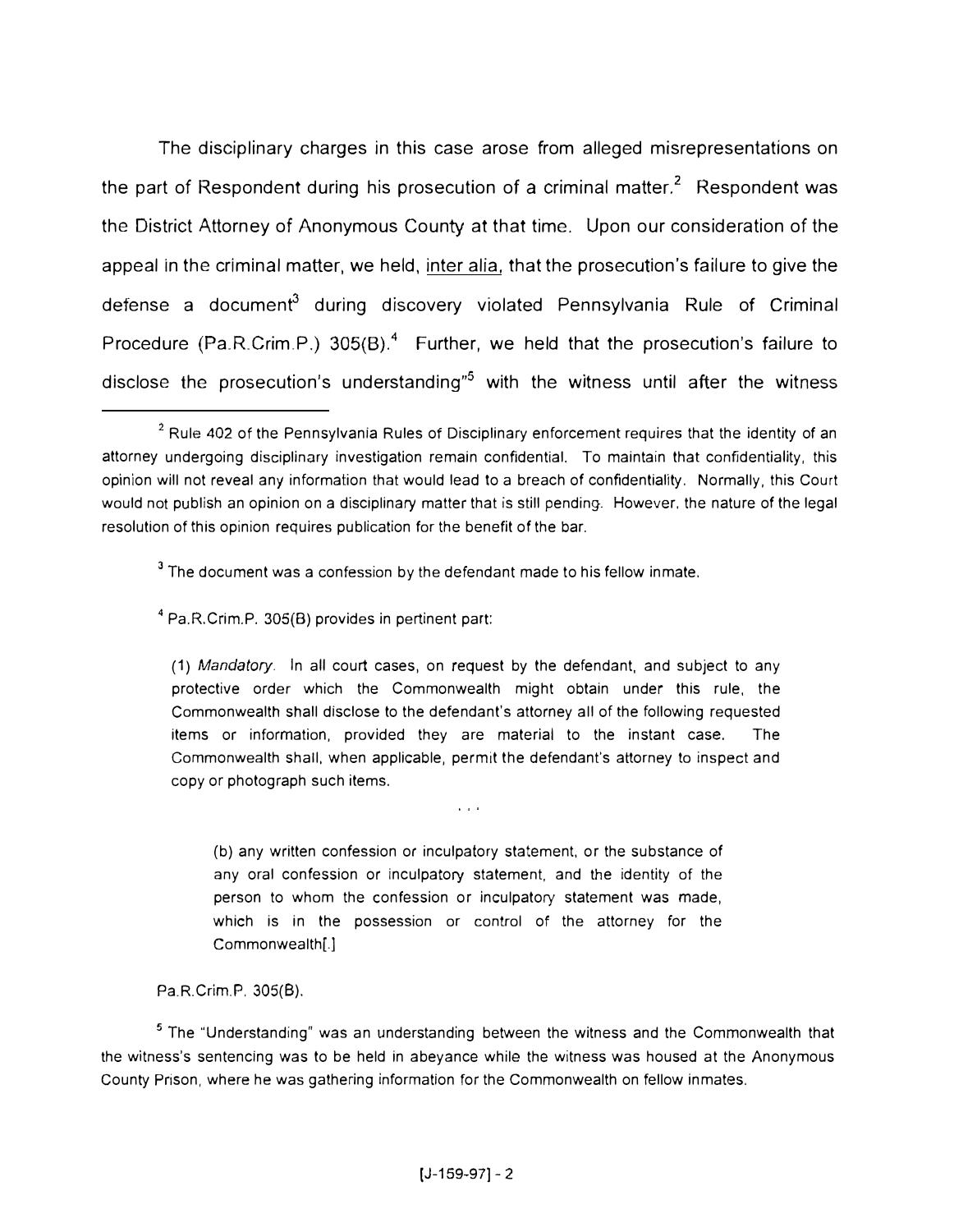The disciplinary charges in this case arose from alleged misrepresentations on the part of Respondent during his prosecution of a criminal matter.[2] Respondent was the District Attorney of Anonymous County at that time. Upon our consideration of the appeal in the criminal matter, we held, inter alia, that the prosecution's failure to give the defense a document[3] during discovery violated Pennsylvania Rule of Criminal Procedure (Pa.R.Crim.P.) 305(B).[4] Further, we held that the prosecution's failure to disclose the prosecution's understanding"[5] with the witness until after the witness

---

[2] Rule 402 of the Pennsylvania Rules of Disciplinary enforcement requires that the identity of an attorney undergoing disciplinary investigation remain confidential. To maintain that confidentiality, this opinion will not reveal any information that would lead to a breach of confidentiality. Normally, this Court would not publish an opinion on a disciplinary matter that is still pending. However, the nature of the legal resolution of this opinion requires publication for the benefit of the bar.

[3] The document was a confession by the defendant made to his fellow inmate.

[4] Pa.R.Crim.P. 305(B) provides in pertinent part:

> (1) *Mandatory.* In all court cases, on request by the defendant, and subject to any protective order which the Commonwealth might obtain under this rule, the Commonwealth shall disclose to the defendant's attorney all of the following requested items or information, provided they are material to the instant case. The Commonwealth shall, when applicable, permit the defendant's attorney to inspect and copy or photograph such items.
>
> . . .
>
> > (b) any written confession or inculpatory statement, or the substance of any oral confession or inculpatory statement, and the identity of the person to whom the confession or inculpatory statement was made, which is in the possession or control of the attorney for the Commonwealth[.]

Pa.R.Crim.P. 305(B).

[5] The "Understanding" was an understanding between the witness and the Commonwealth that the witness's sentencing was to be held in abeyance while the witness was housed at the Anonymous County Prison, where he was gathering information for the Commonwealth on fellow inmates.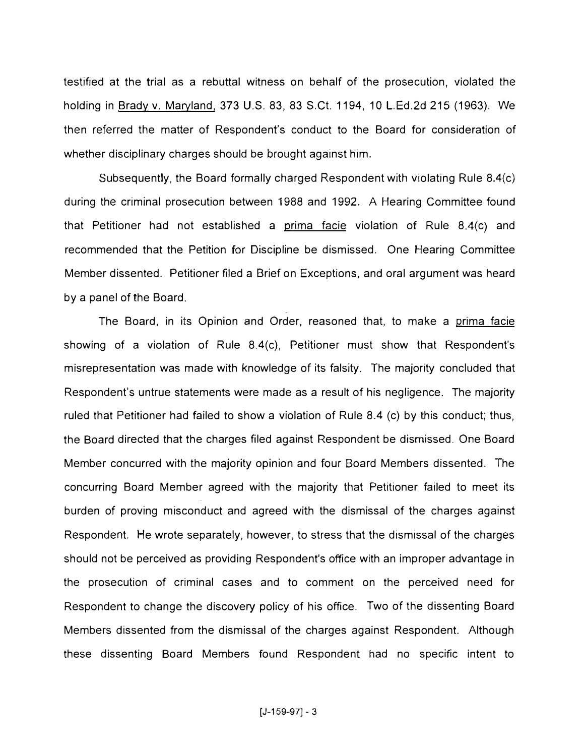testified at the trial as a rebuttal witness on behalf of the prosecution, violated the holding in Brady v. Maryland, 373 U.S. 83, 83 S.Ct. 1194, 10 L.Ed.2d 215 (1963). We then referred the matter of Respondent's conduct to the Board for consideration of whether disciplinary charges should be brought against him.

Subsequently, the Board formally charged Respondent with violating Rule 8.4(c) during the criminal prosecution between 1988 and 1992. A Hearing Committee found that Petitioner had not established a prima facie violation of Rule 8.4(c) and recommended that the Petition for Discipline be dismissed. One Hearing Committee Member dissented. Petitioner filed a Brief on Exceptions, and oral argument was heard by a panel of the Board.

The Board, in its Opinion and Order, reasoned that, to make a prima facie showing of a violation of Rule 8.4(c), Petitioner must show that Respondent's misrepresentation was made with knowledge of its falsity. The majority concluded that Respondent's untrue statements were made as a result of his negligence. The majority ruled that Petitioner had failed to show a violation of Rule 8.4 (c) by this conduct; thus, the Board directed that the charges filed against Respondent be dismissed. One Board Member concurred with the majority opinion and four Board Members dissented. The concurring Board Member agreed with the majority that Petitioner failed to meet its burden of proving misconduct and agreed with the dismissal of the charges against Respondent. He wrote separately, however, to stress that the dismissal of the charges should not be perceived as providing Respondent's office with an improper advantage in the prosecution of criminal cases and to comment on the perceived need for Respondent to change the discovery policy of his office. Two of the dissenting Board Members dissented from the dismissal of the charges against Respondent. Although these dissenting Board Members found Respondent had no specific intent to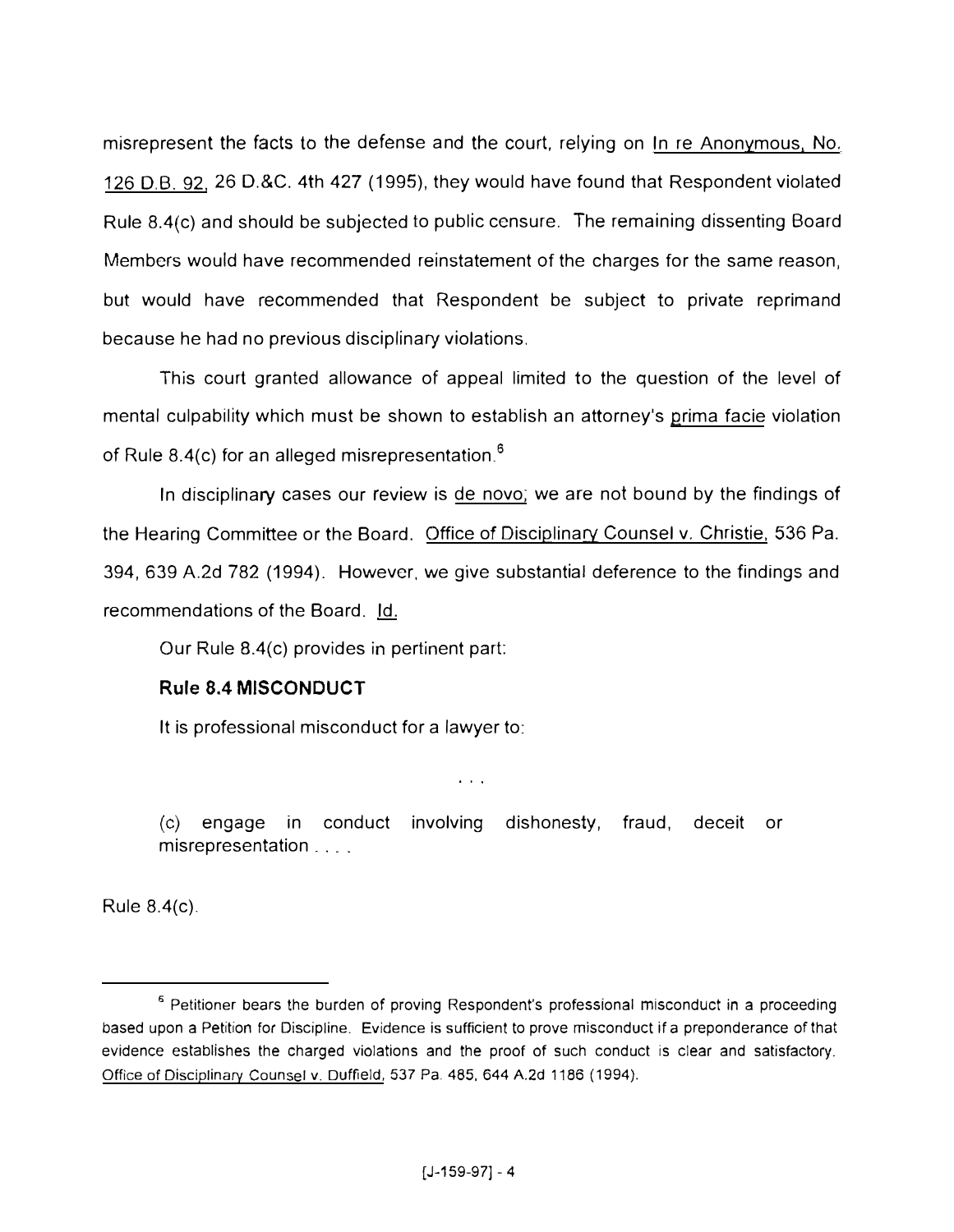misrepresent the facts to the defense and the court, relying on In re Anonymous, No. 126 D.B. 92, 26 D.&C. 4th 427 (1995), they would have found that Respondent violated Rule 8.4(c) and should be subjected to public censure. The remaining dissenting Board Members would have recommended reinstatement of the charges for the same reason, but would have recommended that Respondent be subject to private reprimand because he had no previous disciplinary violations.

This court granted allowance of appeal limited to the question of the level of mental culpability which must be shown to establish an attorney's prima facie violation of Rule 8.4(c) for an alleged misrepresentation.[6]

In disciplinary cases our review is de novo; we are not bound by the findings of the Hearing Committee or the Board. Office of Disciplinary Counsel v. Christie, 536 Pa. 394, 639 A.2d 782 (1994). However, we give substantial deference to the findings and recommendations of the Board. Id.

Our Rule 8.4(c) provides in pertinent part:

> **Rule 8.4 MISCONDUCT**
>
> It is professional misconduct for a lawyer to:
>
> . . .
>
> (c) engage in conduct involving dishonesty, fraud, deceit or misrepresentation . . . .

Rule 8.4(c).

---

[6] Petitioner bears the burden of proving Respondent's professional misconduct in a proceeding based upon a Petition for Discipline. Evidence is sufficient to prove misconduct if a preponderance of that evidence establishes the charged violations and the proof of such conduct is clear and satisfactory. Office of Disciplinary Counsel v. Duffield, 537 Pa. 485, 644 A.2d 1186 (1994).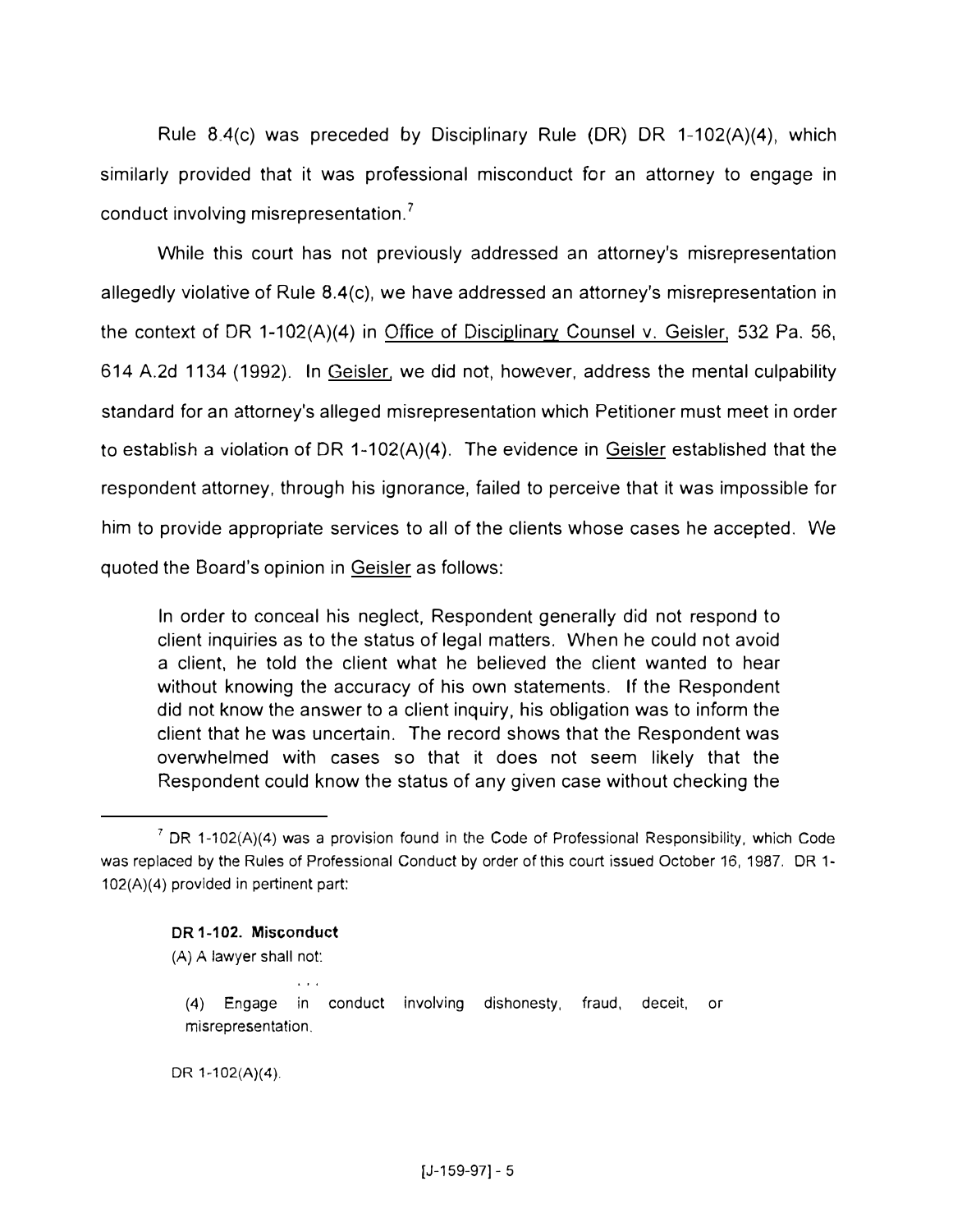Rule 8.4(c) was preceded by Disciplinary Rule (DR) DR 1-102(A)(4), which similarly provided that it was professional misconduct for an attorney to engage in conduct involving misrepresentation.[7]

While this court has not previously addressed an attorney's misrepresentation allegedly violative of Rule 8.4(c), we have addressed an attorney's misrepresentation in the context of DR 1-102(A)(4) in Office of Disciplinary Counsel v. Geisler, 532 Pa. 56, 614 A.2d 1134 (1992). In Geisler, we did not, however, address the mental culpability standard for an attorney's alleged misrepresentation which Petitioner must meet in order to establish a violation of DR 1-102(A)(4). The evidence in Geisler established that the respondent attorney, through his ignorance, failed to perceive that it was impossible for him to provide appropriate services to all of the clients whose cases he accepted. We quoted the Board's opinion in Geisler as follows:

> In order to conceal his neglect, Respondent generally did not respond to client inquiries as to the status of legal matters. When he could not avoid a client, he told the client what he believed the client wanted to hear without knowing the accuracy of his own statements. If the Respondent did not know the answer to a client inquiry, his obligation was to inform the client that he was uncertain. The record shows that the Respondent was overwhelmed with cases so that it does not seem likely that the Respondent could know the status of any given case without checking the

---

[7] DR 1-102(A)(4) was a provision found in the Code of Professional Responsibility, which Code was replaced by the Rules of Professional Conduct by order of this court issued October 16, 1987. DR 1-102(A)(4) provided in pertinent part:

> **DR 1-102. Misconduct**
>
> (A) A lawyer shall not:
>
> . . .
>
> (4) Engage in conduct involving dishonesty, fraud, deceit, or misrepresentation.
>
> DR 1-102(A)(4).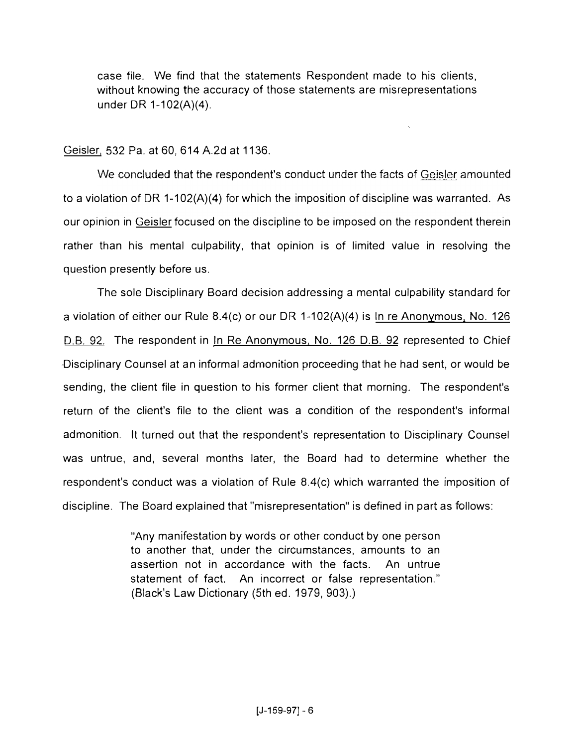> case file. We find that the statements Respondent made to his clients, without knowing the accuracy of those statements are misrepresentations under DR 1-102(A)(4).

Geisler, 532 Pa. at 60, 614 A.2d at 1136.

We concluded that the respondent's conduct under the facts of Geisler amounted to a violation of DR 1-102(A)(4) for which the imposition of discipline was warranted. As our opinion in Geisler focused on the discipline to be imposed on the respondent therein rather than his mental culpability, that opinion is of limited value in resolving the question presently before us.

The sole Disciplinary Board decision addressing a mental culpability standard for a violation of either our Rule 8.4(c) or our DR 1-102(A)(4) is In re Anonymous, No. 126 D.B. 92. The respondent in In Re Anonymous, No. 126 D.B. 92 represented to Chief Disciplinary Counsel at an informal admonition proceeding that he had sent, or would be sending, the client file in question to his former client that morning. The respondent's return of the client's file to the client was a condition of the respondent's informal admonition. It turned out that the respondent's representation to Disciplinary Counsel was untrue, and, several months later, the Board had to determine whether the respondent's conduct was a violation of Rule 8.4(c) which warranted the imposition of discipline. The Board explained that "misrepresentation" is defined in part as follows:

> "Any manifestation by words or other conduct by one person to another that, under the circumstances, amounts to an assertion not in accordance with the facts. An untrue statement of fact. An incorrect or false representation." (Black's Law Dictionary (5th ed. 1979, 903).)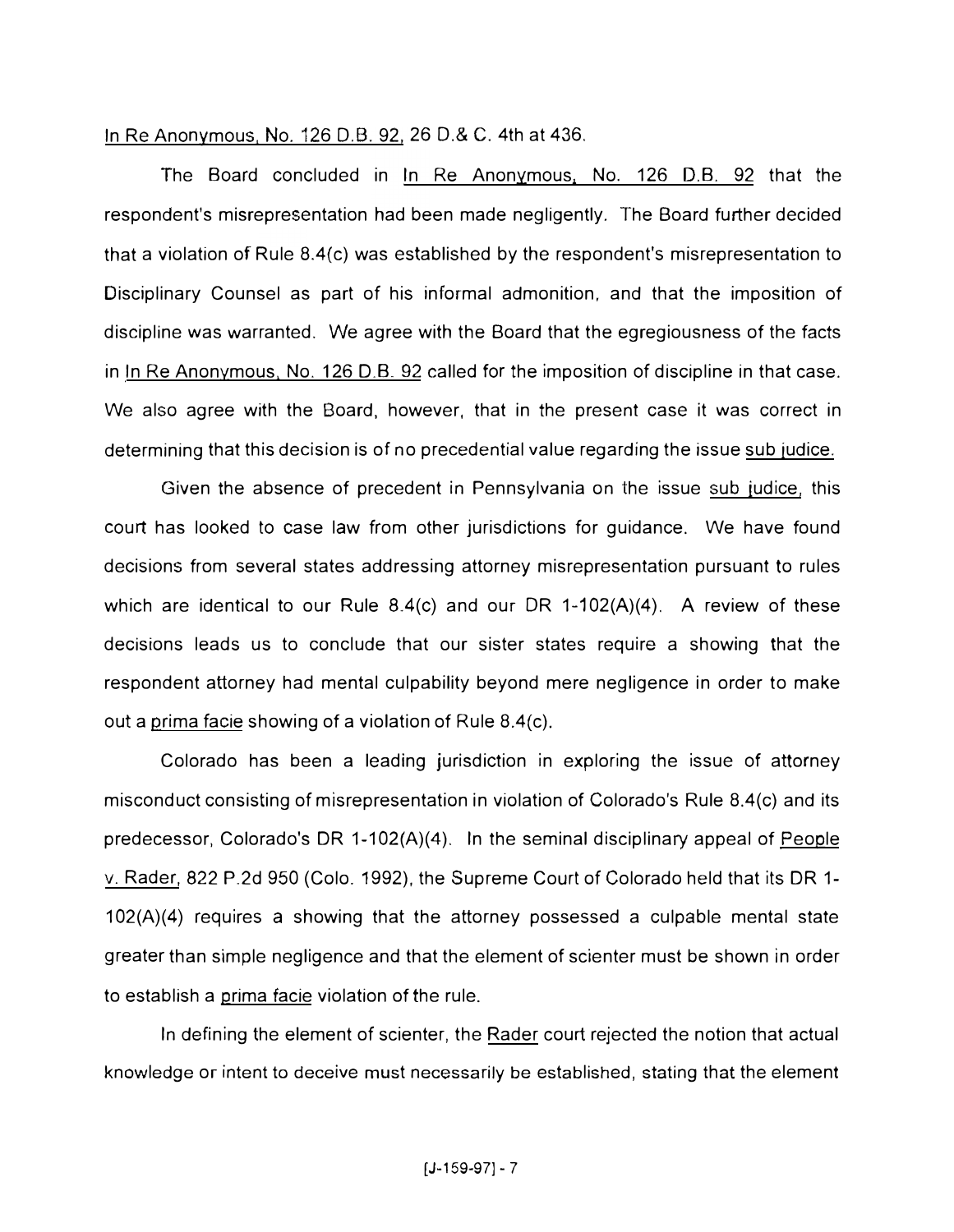In Re Anonymous, No. 126 D.B. 92, 26 D.& C. 4th at 436.

The Board concluded in In Re Anonymous, No. 126 D.B. 92 that the respondent's misrepresentation had been made negligently. The Board further decided that a violation of Rule 8.4(c) was established by the respondent's misrepresentation to Disciplinary Counsel as part of his informal admonition, and that the imposition of discipline was warranted. We agree with the Board that the egregiousness of the facts in In Re Anonymous, No. 126 D.B. 92 called for the imposition of discipline in that case. We also agree with the Board, however, that in the present case it was correct in determining that this decision is of no precedential value regarding the issue sub judice.

Given the absence of precedent in Pennsylvania on the issue sub judice, this court has looked to case law from other jurisdictions for guidance. We have found decisions from several states addressing attorney misrepresentation pursuant to rules which are identical to our Rule 8.4(c) and our DR 1-102(A)(4). A review of these decisions leads us to conclude that our sister states require a showing that the respondent attorney had mental culpability beyond mere negligence in order to make out a prima facie showing of a violation of Rule 8.4(c).

Colorado has been a leading jurisdiction in exploring the issue of attorney misconduct consisting of misrepresentation in violation of Colorado's Rule 8.4(c) and its predecessor, Colorado's DR 1-102(A)(4). In the seminal disciplinary appeal of People v. Rader, 822 P.2d 950 (Colo. 1992), the Supreme Court of Colorado held that its DR 1-102(A)(4) requires a showing that the attorney possessed a culpable mental state greater than simple negligence and that the element of scienter must be shown in order to establish a prima facie violation of the rule.

In defining the element of scienter, the Rader court rejected the notion that actual knowledge or intent to deceive must necessarily be established, stating that the element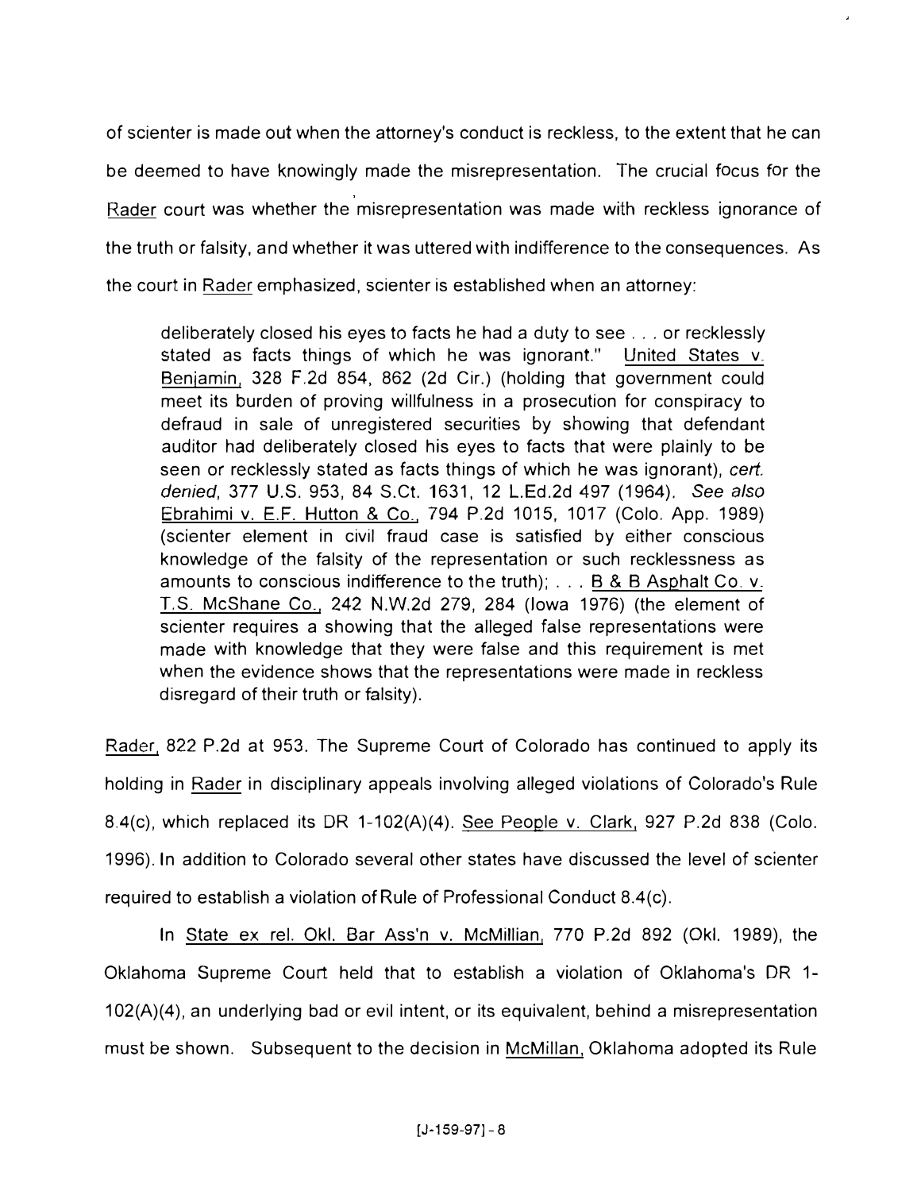of scienter is made out when the attorney's conduct is reckless, to the extent that he can be deemed to have knowingly made the misrepresentation. The crucial focus for the Rader court was whether the misrepresentation was made with reckless ignorance of the truth or falsity, and whether it was uttered with indifference to the consequences. As the court in Rader emphasized, scienter is established when an attorney:

> deliberately closed his eyes to facts he had a duty to see . . . or recklessly stated as facts things of which he was ignorant." United States v. Benjamin, 328 F.2d 854, 862 (2d Cir.) (holding that government could meet its burden of proving willfulness in a prosecution for conspiracy to defraud in sale of unregistered securities by showing that defendant auditor had deliberately closed his eyes to facts that were plainly to be seen or recklessly stated as facts things of which he was ignorant), *cert. denied*, 377 U.S. 953, 84 S.Ct. 1631, 12 L.Ed.2d 497 (1964). *See also* Ebrahimi v. E.F. Hutton & Co., 794 P.2d 1015, 1017 (Colo. App. 1989) (scienter element in civil fraud case is satisfied by either conscious knowledge of the falsity of the representation or such recklessness as amounts to conscious indifference to the truth); . . . B & B Asphalt Co. v. T.S. McShane Co., 242 N.W.2d 279, 284 (Iowa 1976) (the element of scienter requires a showing that the alleged false representations were made with knowledge that they were false and this requirement is met when the evidence shows that the representations were made in reckless disregard of their truth or falsity).

Rader, 822 P.2d at 953. The Supreme Court of Colorado has continued to apply its holding in Rader in disciplinary appeals involving alleged violations of Colorado's Rule 8.4(c), which replaced its DR 1-102(A)(4). See People v. Clark, 927 P.2d 838 (Colo. 1996). In addition to Colorado several other states have discussed the level of scienter required to establish a violation of Rule of Professional Conduct 8.4(c).

In State ex rel. Okl. Bar Ass'n v. McMillian, 770 P.2d 892 (Okl. 1989), the Oklahoma Supreme Court held that to establish a violation of Oklahoma's DR 1-102(A)(4), an underlying bad or evil intent, or its equivalent, behind a misrepresentation must be shown. Subsequent to the decision in McMillan, Oklahoma adopted its Rule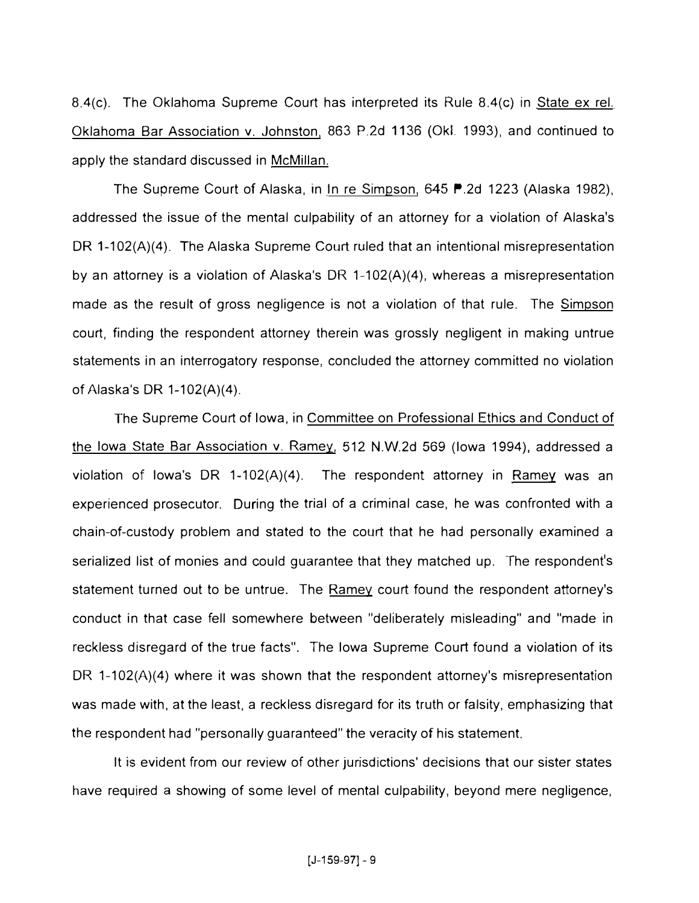8.4(c). The Oklahoma Supreme Court has interpreted its Rule 8.4(c) in State ex rel. Oklahoma Bar Association v. Johnston, 863 P.2d 1136 (Okl. 1993), and continued to apply the standard discussed in McMillan.

The Supreme Court of Alaska, in In re Simpson, 645 P.2d 1223 (Alaska 1982), addressed the issue of the mental culpability of an attorney for a violation of Alaska's DR 1-102(A)(4). The Alaska Supreme Court ruled that an intentional misrepresentation by an attorney is a violation of Alaska's DR 1-102(A)(4), whereas a misrepresentation made as the result of gross negligence is not a violation of that rule. The Simpson court, finding the respondent attorney therein was grossly negligent in making untrue statements in an interrogatory response, concluded the attorney committed no violation of Alaska's DR 1-102(A)(4).

The Supreme Court of Iowa, in Committee on Professional Ethics and Conduct of the Iowa State Bar Association v. Ramey, 512 N.W.2d 569 (Iowa 1994), addressed a violation of Iowa's DR 1-102(A)(4). The respondent attorney in Ramey was an experienced prosecutor. During the trial of a criminal case, he was confronted with a chain-of-custody problem and stated to the court that he had personally examined a serialized list of monies and could guarantee that they matched up. The respondent's statement turned out to be untrue. The Ramey court found the respondent attorney's conduct in that case fell somewhere between "deliberately misleading" and "made in reckless disregard of the true facts". The Iowa Supreme Court found a violation of its DR 1-102(A)(4) where it was shown that the respondent attorney's misrepresentation was made with, at the least, a reckless disregard for its truth or falsity, emphasizing that the respondent had "personally guaranteed" the veracity of his statement.

It is evident from our review of other jurisdictions' decisions that our sister states have required a showing of some level of mental culpability, beyond mere negligence,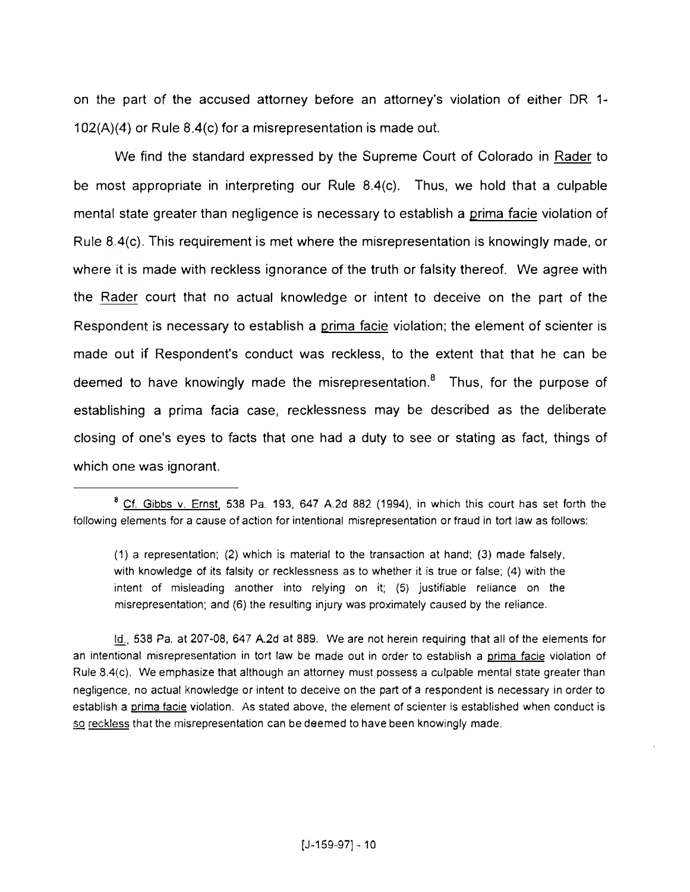on the part of the accused attorney before an attorney's violation of either DR 1-102(A)(4) or Rule 8.4(c) for a misrepresentation is made out.

We find the standard expressed by the Supreme Court of Colorado in Rader to be most appropriate in interpreting our Rule 8.4(c). Thus, we hold that a culpable mental state greater than negligence is necessary to establish a *prima facie* violation of Rule 8.4(c). This requirement is met where the misrepresentation is knowingly made, or where it is made with reckless ignorance of the truth or falsity thereof. We agree with the Rader court that no actual knowledge or intent to deceive on the part of the Respondent is necessary to establish a *prima facie* violation; the element of scienter is made out if Respondent's conduct was reckless, to the extent that that he can be deemed to have knowingly made the misrepresentation.[8] Thus, for the purpose of establishing a prima facia case, recklessness may be described as the deliberate closing of one's eyes to facts that one had a duty to see or stating as fact, things of which one was ignorant.

---

[8] Cf. Gibbs v. Ernst, 538 Pa. 193, 647 A.2d 882 (1994), in which this court has set forth the following elements for a cause of action for intentional misrepresentation or fraud in tort law as follows:

> (1) a representation; (2) which is material to the transaction at hand; (3) made falsely, with knowledge of its falsity or recklessness as to whether it is true or false; (4) with the intent of misleading another into relying on it; (5) justifiable reliance on the misrepresentation; and (6) the resulting injury was proximately caused by the reliance.

Id., 538 Pa. at 207-08, 647 A.2d at 889. We are not herein requiring that all of the elements for an intentional misrepresentation in tort law be made out in order to establish a *prima facie* violation of Rule 8.4(c). We emphasize that although an attorney must possess a culpable mental state greater than negligence, no actual knowledge or intent to deceive on the part of a respondent is necessary in order to establish a *prima facie* violation. As stated above, the element of scienter is established when conduct is so reckless that the misrepresentation can be deemed to have been knowingly made.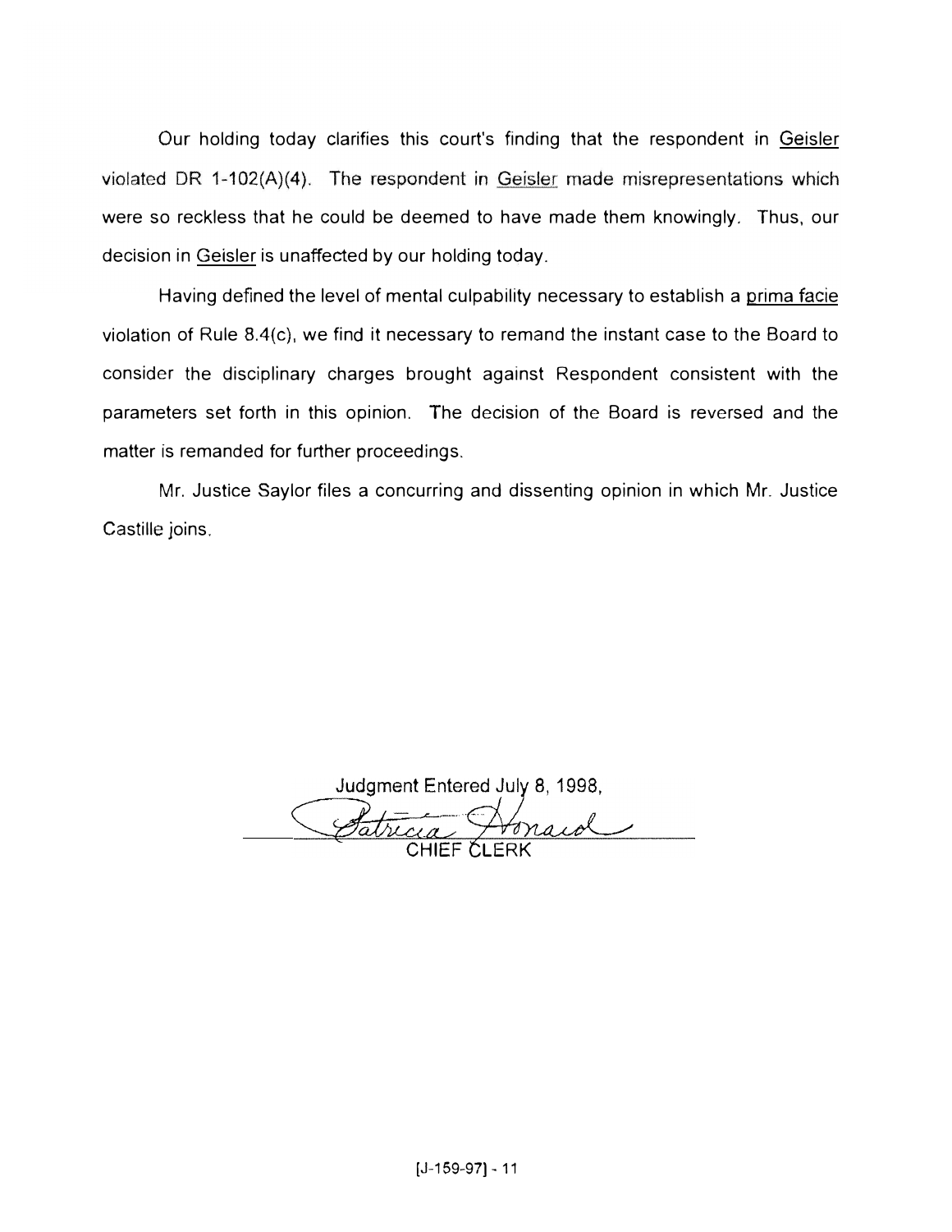Our holding today clarifies this court's finding that the respondent in Geisler violated DR 1-102(A)(4). The respondent in Geisler made misrepresentations which were so reckless that he could be deemed to have made them knowingly. Thus, our decision in Geisler is unaffected by our holding today.

Having defined the level of mental culpability necessary to establish a prima facie violation of Rule 8.4(c), we find it necessary to remand the instant case to the Board to consider the disciplinary charges brought against Respondent consistent with the parameters set forth in this opinion. The decision of the Board is reversed and the matter is remanded for further proceedings.

Mr. Justice Saylor files a concurring and dissenting opinion in which Mr. Justice Castille joins.

Judgment Entered July 8, 1998,

Patricia Honard

CHIEF CLERK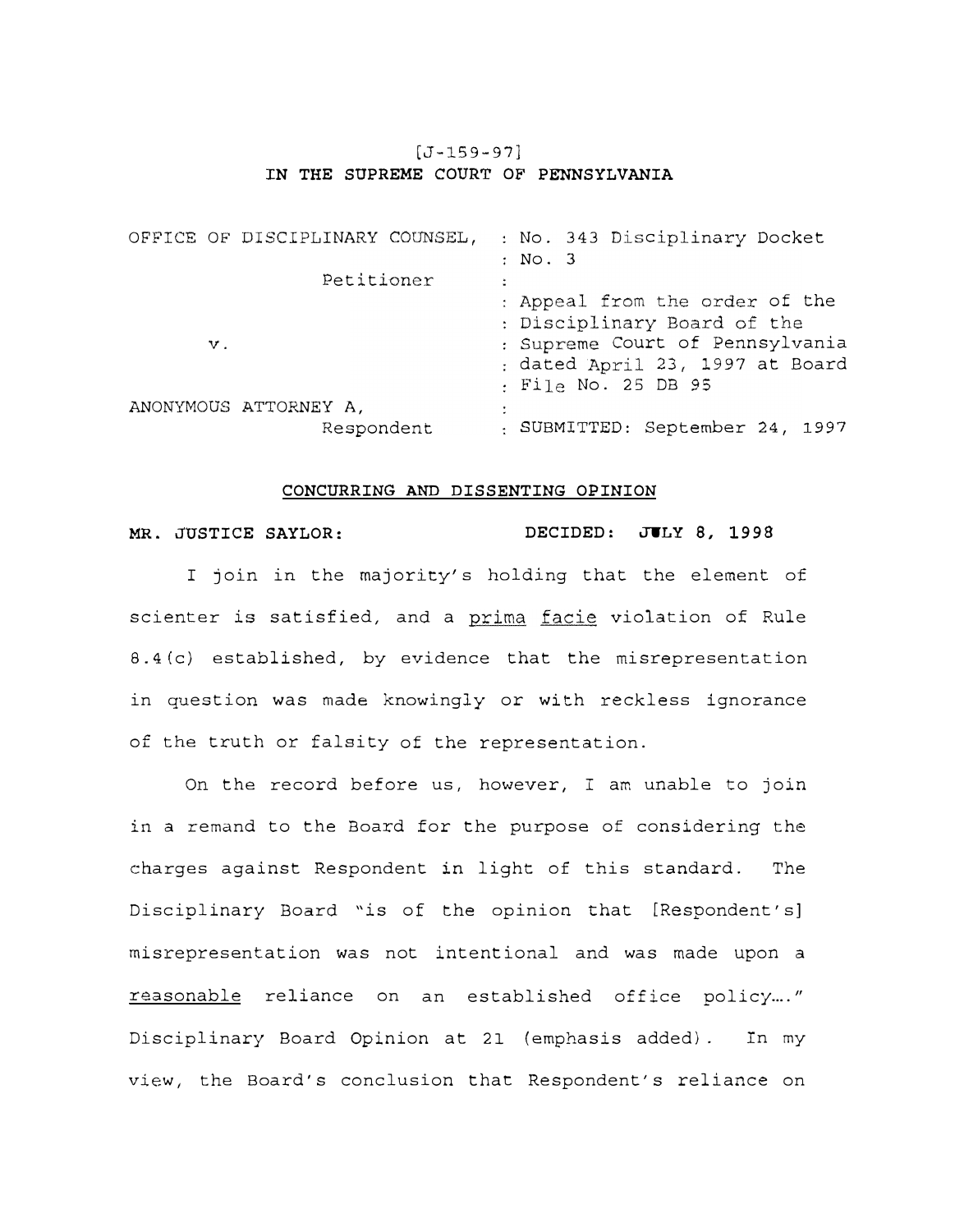[J-159-97]

**IN THE SUPREME COURT OF PENNSYLVANIA**

| | |
|---|---|
| OFFICE OF DISCIPLINARY COUNSEL, Petitioner | : No. 343 Disciplinary Docket : No. 3 |
| v. | : Appeal from the order of the : Disciplinary Board of the : Supreme Court of Pennsylvania : dated April 23, 1997 at Board : File No. 25 DB 95 |
| ANONYMOUS ATTORNEY A, Respondent | : SUBMITTED: September 24, 1997 |

**CONCURRING AND DISSENTING OPINION**

**MR. JUSTICE SAYLOR: DECIDED: JULY 8, 1998**

I join in the majority's holding that the element of scienter is satisfied, and a *prima facie* violation of Rule 8.4(c) established, by evidence that the misrepresentation in question was made knowingly or with reckless ignorance of the truth or falsity of the representation.

On the record before us, however, I am unable to join in a remand to the Board for the purpose of considering the charges against Respondent in light of this standard. The Disciplinary Board "is of the opinion that [Respondent's] misrepresentation was not intentional and was made upon a *reasonable* reliance on an established office policy...." Disciplinary Board Opinion at 21 (emphasis added). In my view, the Board's conclusion that Respondent's reliance on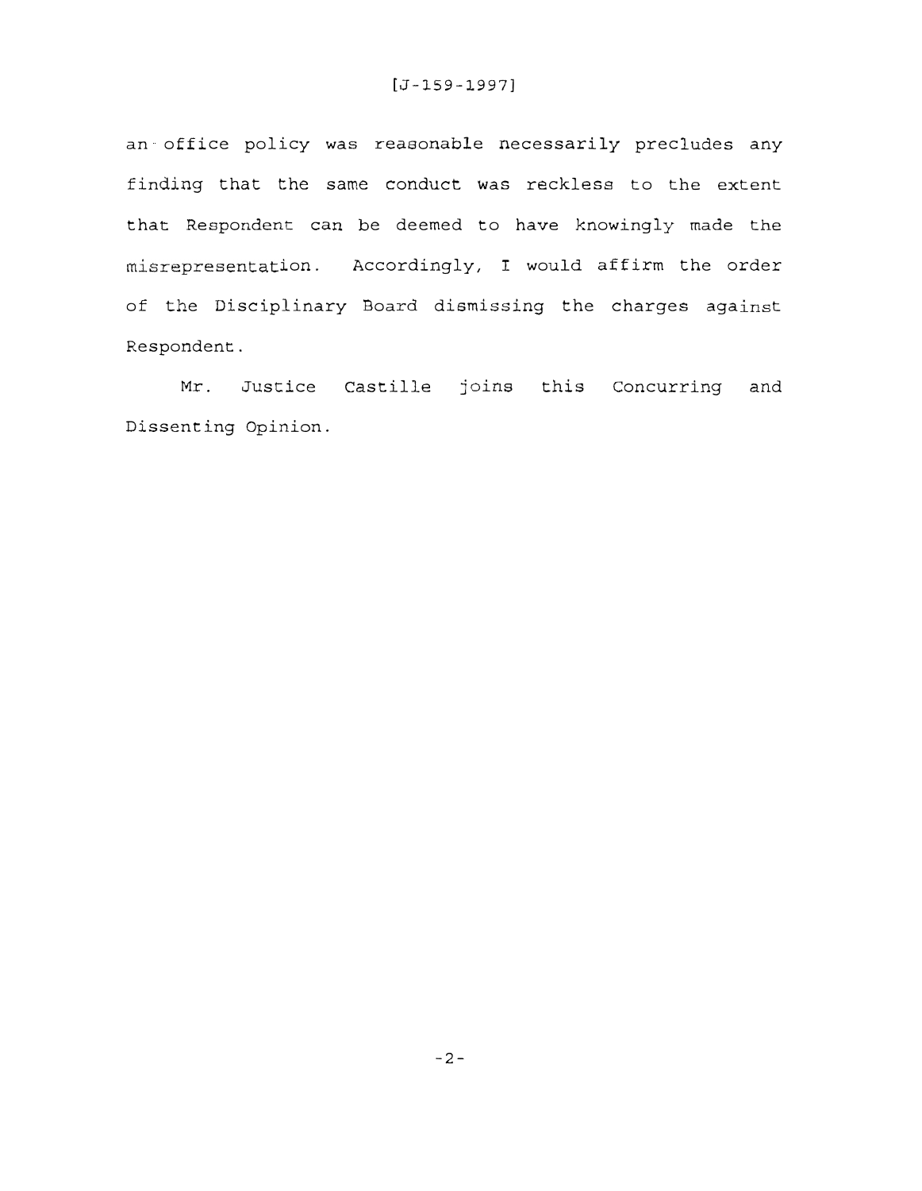an office policy was reasonable necessarily precludes any finding that the same conduct was reckless to the extent that Respondent can be deemed to have knowingly made the misrepresentation. Accordingly, I would affirm the order of the Disciplinary Board dismissing the charges against Respondent.

Mr. Justice Castille joins this Concurring and Dissenting Opinion.